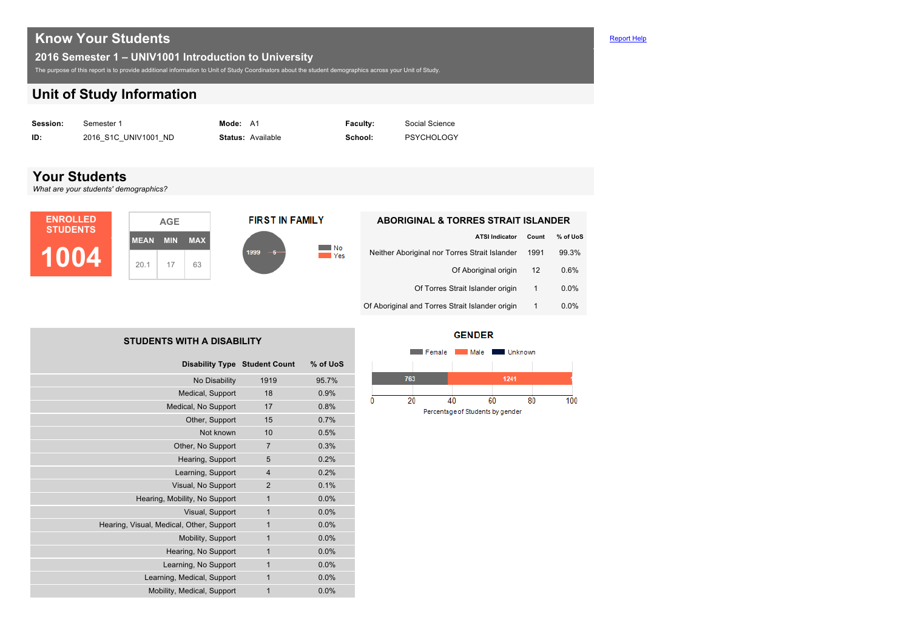# Know Your Students

## 2016 Semester 1 – UNIV1001 Introduction to University

The purpose of this report is to provide additional information to Unit of Study Coordinators about the student demographics across your Unit of Study.

Report Help

## Unit of Study Information

| | | | | | |
|---|---|---|---|---|---|
| **Session:** | Semester 1 | **Mode:** | A1 | **Faculty:** | Social Science |
| **ID:** | 2016_S1C_UNIV1001_ND | **Status:** | Available | **School:** | PSYCHOLOGY |

## Your Students

*What are your students' demographics?*

### ENROLLED STUDENTS

**1004**

### AGE

| MEAN | MIN | MAX |
|---|---|---|
| 20.1 | 17 | 63 |

### FIRST IN FAMILY

1999
6
No
Yes

### ABORIGINAL & TORRES STRAIT ISLANDER

| ATSI Indicator | Count | % of UoS |
|---|---|---|
| Neither Aboriginal nor Torres Strait Islander | 1991 | 99.3% |
| Of Aboriginal origin | 12 | 0.6% |
| Of Torres Strait Islander origin | 1 | 0.0% |
| Of Aboriginal and Torres Strait Islander origin | 1 | 0.0% |

### STUDENTS WITH A DISABILITY

| Disability Type | Student Count | % of UoS |
|---|---|---|
| No Disability | 1919 | 95.7% |
| Medical, Support | 18 | 0.9% |
| Medical, No Support | 17 | 0.8% |
| Other, Support | 15 | 0.7% |
| Not known | 10 | 0.5% |
| Other, No Support | 7 | 0.3% |
| Hearing, Support | 5 | 0.2% |
| Learning, Support | 4 | 0.2% |
| Visual, No Support | 2 | 0.1% |
| Hearing, Mobility, No Support | 1 | 0.0% |
| Visual, Support | 1 | 0.0% |
| Hearing, Visual, Medical, Other, Support | 1 | 0.0% |
| Mobility, Support | 1 | 0.0% |
| Hearing, No Support | 1 | 0.0% |
| Learning, No Support | 1 | 0.0% |
| Learning, Medical, Support | 1 | 0.0% |
| Mobility, Medical, Support | 1 | 0.0% |

### GENDER

Female
Male
Unknown

763
1241

0
20
40
60
80
100

Percentage of Students by gender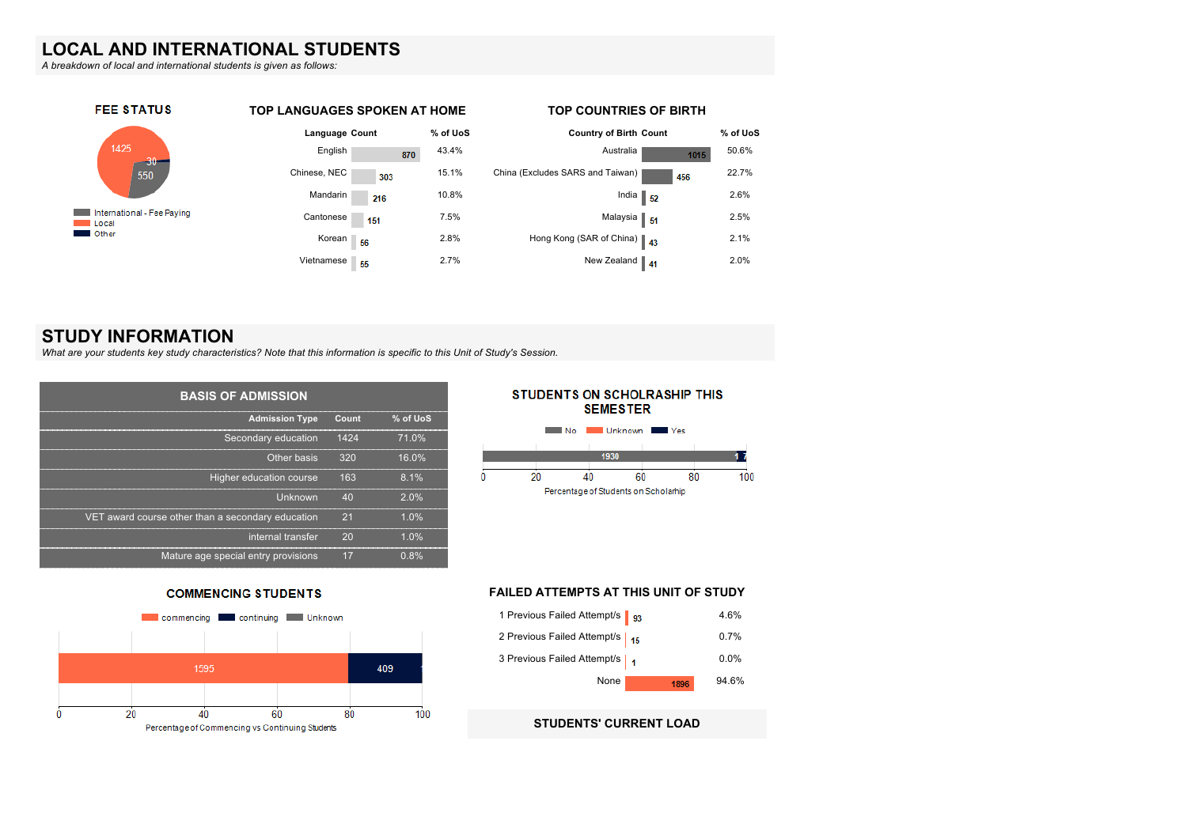# LOCAL AND INTERNATIONAL STUDENTS

*A breakdown of local and international students is given as follows:*

### FEE STATUS

1425
30
550

International - Fee Paying
Local
Other

### TOP LANGUAGES SPOKEN AT HOME

Language Count % of UoS

English 870 43.4%
Chinese, NEC 303 15.1%
Mandarin 216 10.8%
Cantonese 151 7.5%
Korean 56 2.8%
Vietnamese 55 2.7%

### TOP COUNTRIES OF BIRTH

Country of Birth Count % of UoS

Australia 1015 50.6%
China (Excludes SARS and Taiwan) 456 22.7%
India 52 2.6%
Malaysia 51 2.5%
Hong Kong (SAR of China) 43 2.1%
New Zealand 41 2.0%

# STUDY INFORMATION

*What are your students key study characteristics? Note that this information is specific to this Unit of Study's Session.*

### BASIS OF ADMISSION

| Admission Type | Count | % of UoS |
| --- | --- | --- |
| Secondary education | 1424 | 71.0% |
| Other basis | 320 | 16.0% |
| Higher education course | 163 | 8.1% |
| Unknown | 40 | 2.0% |
| VET award course other than a secondary education | 21 | 1.0% |
| internal transfer | 20 | 1.0% |
| Mature age special entry provisions | 17 | 0.8% |

### STUDENTS ON SCHOLRASHIP THIS SEMESTER

No Unknown Yes

1930
1 7

0 20 40 60 80 100

Percentage of Students on Scholarhip

### COMMENCING STUDENTS

commencing continuing Unknown

1595
409

0 20 40 60 80 100

Percentage of Commencing vs Continuing Students

### FAILED ATTEMPTS AT THIS UNIT OF STUDY

1 Previous Failed Attempt/s 93 4.6%
2 Previous Failed Attempt/s 15 0.7%
3 Previous Failed Attempt/s 1 0.0%
None 1896 94.6%

### STUDENTS' CURRENT LOAD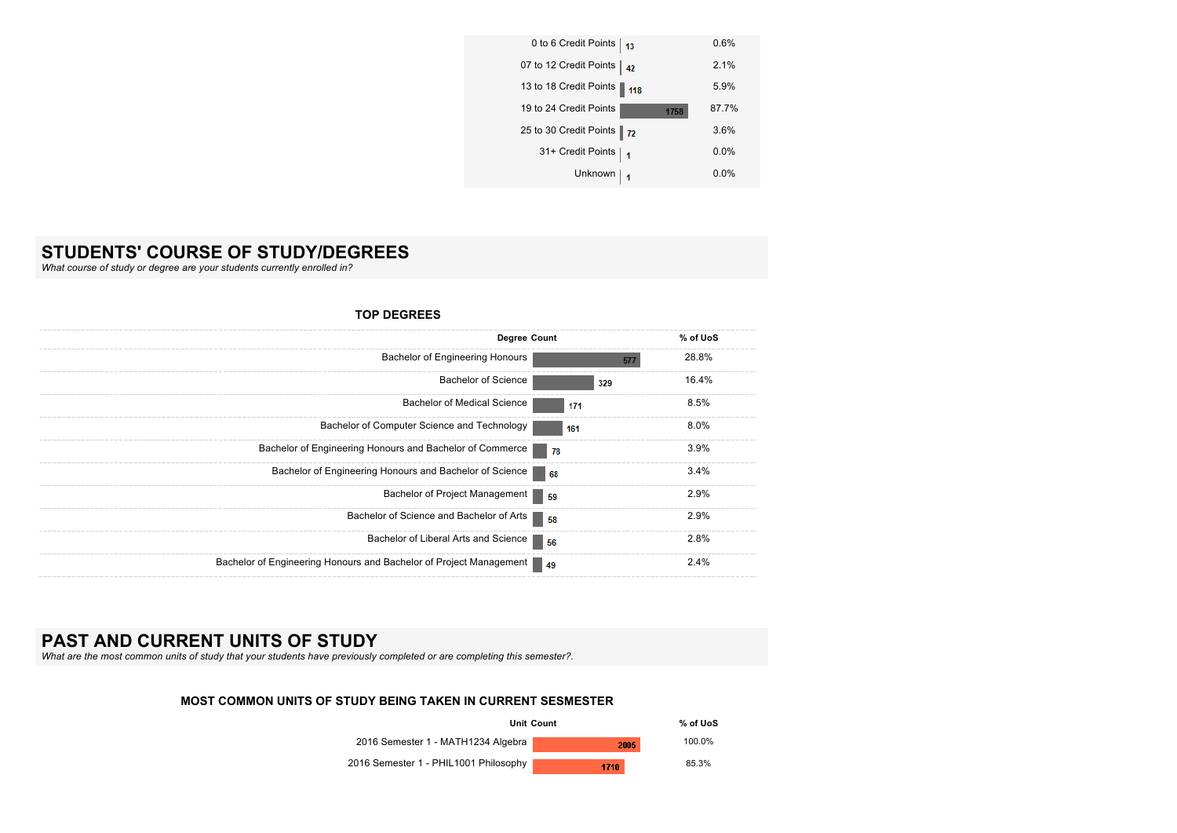| | | |
|---|---|---|
| 0 to 6 Credit Points | 13 | 0.6% |
| 07 to 12 Credit Points | 42 | 2.1% |
| 13 to 18 Credit Points | 118 | 5.9% |
| 19 to 24 Credit Points | 1758 | 87.7% |
| 25 to 30 Credit Points | 72 | 3.6% |
| 31+ Credit Points | 1 | 0.0% |
| Unknown | 1 | 0.0% |

## STUDENTS' COURSE OF STUDY/DEGREES

*What course of study or degree are your students currently enrolled in?*

### TOP DEGREES

| Degree | Count | % of UoS |
|---|---|---|
| Bachelor of Engineering Honours | 577 | 28.8% |
| Bachelor of Science | 329 | 16.4% |
| Bachelor of Medical Science | 171 | 8.5% |
| Bachelor of Computer Science and Technology | 161 | 8.0% |
| Bachelor of Engineering Honours and Bachelor of Commerce | 78 | 3.9% |
| Bachelor of Engineering Honours and Bachelor of Science | 68 | 3.4% |
| Bachelor of Project Management | 59 | 2.9% |
| Bachelor of Science and Bachelor of Arts | 58 | 2.9% |
| Bachelor of Liberal Arts and Science | 56 | 2.8% |
| Bachelor of Engineering Honours and Bachelor of Project Management | 49 | 2.4% |

## PAST AND CURRENT UNITS OF STUDY

*What are the most common units of study that your students have previously completed or are completing this semester?.*

### MOST COMMON UNITS OF STUDY BEING TAKEN IN CURRENT SESMESTER

| Unit | Count | % of UoS |
|---|---|---|
| 2016 Semester 1 - MATH1234 Algebra | 2005 | 100.0% |
| 2016 Semester 1 - PHIL1001 Philosophy | 1710 | 85.3% |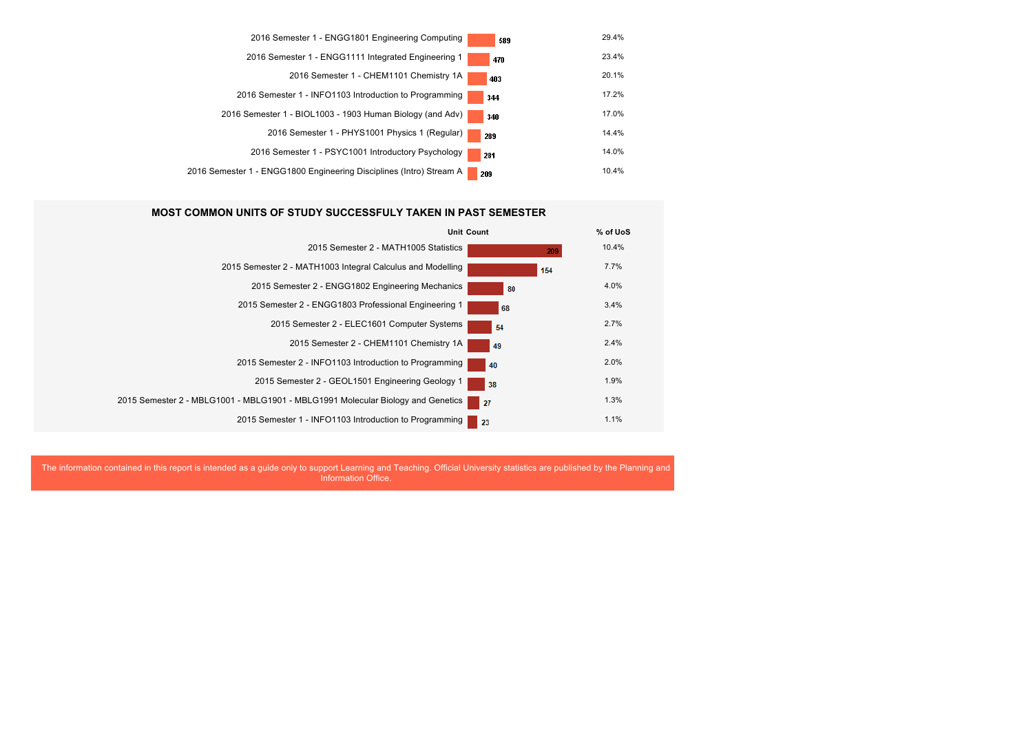2016 Semester 1 - ENGG1801 Engineering Computing 589 29.4%

2016 Semester 1 - ENGG1111 Integrated Engineering 1 470 23.4%

2016 Semester 1 - CHEM1101 Chemistry 1A 403 20.1%

2016 Semester 1 - INFO1103 Introduction to Programming 344 17.2%

2016 Semester 1 - BIOL1003 - 1903 Human Biology (and Adv) 340 17.0%

2016 Semester 1 - PHYS1001 Physics 1 (Regular) 289 14.4%

2016 Semester 1 - PSYC1001 Introductory Psychology 281 14.0%

2016 Semester 1 - ENGG1800 Engineering Disciplines (Intro) Stream A 209 10.4%

## MOST COMMON UNITS OF STUDY SUCCESSFULY TAKEN IN PAST SEMESTER

Unit Count

% of UoS

2015 Semester 2 - MATH1005 Statistics 209 10.4%

2015 Semester 2 - MATH1003 Integral Calculus and Modelling 154 7.7%

2015 Semester 2 - ENGG1802 Engineering Mechanics 80 4.0%

2015 Semester 2 - ENGG1803 Professional Engineering 1 68 3.4%

2015 Semester 2 - ELEC1601 Computer Systems 54 2.7%

2015 Semester 2 - CHEM1101 Chemistry 1A 49 2.4%

2015 Semester 2 - INFO1103 Introduction to Programming 40 2.0%

2015 Semester 2 - GEOL1501 Engineering Geology 1 38 1.9%

2015 Semester 2 - MBLG1001 - MBLG1901 - MBLG1991 Molecular Biology and Genetics 27 1.3%

2015 Semester 1 - INFO1103 Introduction to Programming 23 1.1%

The information contained in this report is intended as a guide only to support Learning and Teaching. Official University statistics are published by the Planning and Information Office.